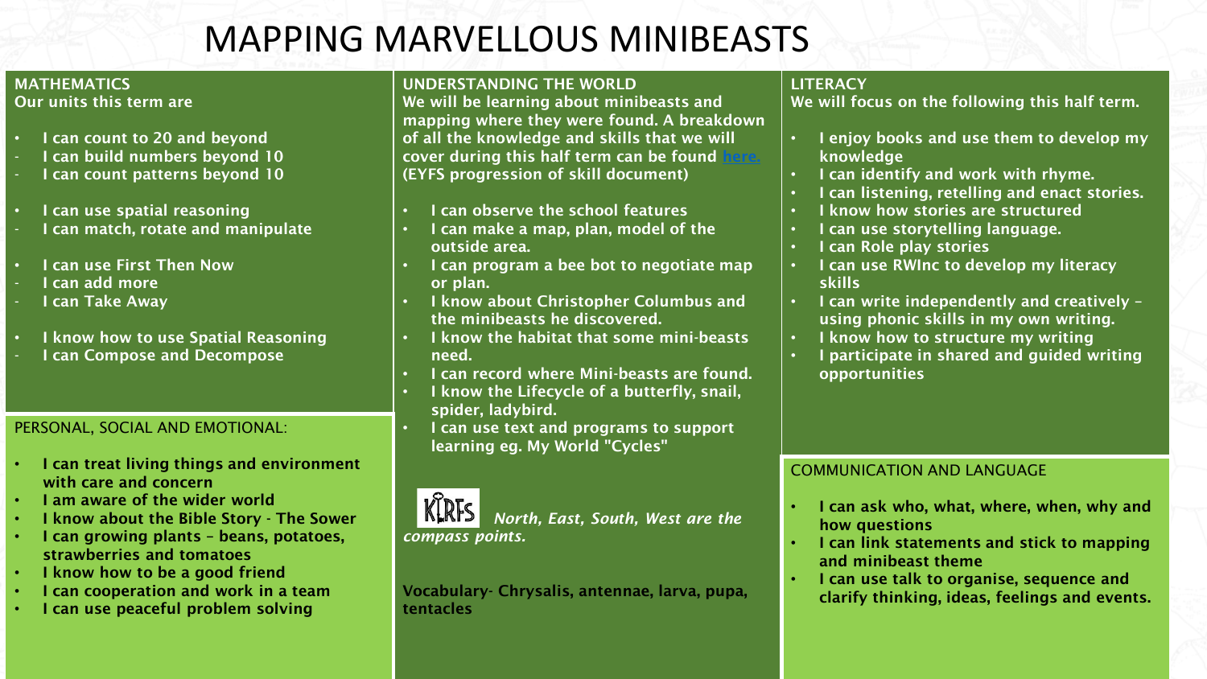# MAPPING MARVELLOUS MINIBEASTS

## MATHEMATICS

**Our units this term are**

- **I can count to 20 and beyond**
  - **I can build numbers beyond 10**
  - **I can count patterns beyond 10**
- **I can use spatial reasoning**
  - **I can match, rotate and manipulate**
- **I can use First Then Now**
  - **I can add more**
  - **I can Take Away**
- **I know how to use Spatial Reasoning**
  - **I can Compose and Decompose**

## PERSONAL, SOCIAL AND EMOTIONAL:

- **I can treat living things and environment with care and concern**
- **I am aware of the wider world**
- **I know about the Bible Story - The Sower**
- **I can growing plants – beans, potatoes, strawberries and tomatoes**
- **I know how to be a good friend**
- **I can cooperation and work in a team**
- **I can use peaceful problem solving**

## UNDERSTANDING THE WORLD

**We will be learning about minibeasts and mapping where they were found. A breakdown of all the knowledge and skills that we will cover during this half term can be found here. (EYFS progression of skill document)**

- **I can observe the school features**
- **I can make a map, plan, model of the outside area.**
- **I can program a bee bot to negotiate map or plan.**
- **I know about Christopher Columbus and the minibeasts he discovered.**
- **I know the habitat that some mini-beasts need.**
- **I can record where Mini-beasts are found.**
- **I know the Lifecycle of a butterfly, snail, spider, ladybird.**
- **I can use text and programs to support learning eg. My World "Cycles"**

KIRFS ***North, East, South, West are the compass points.***

**Vocabulary- Chrysalis, antennae, larva, pupa, tentacles**

## LITERACY

**We will focus on the following this half term.**

- **I enjoy books and use them to develop my knowledge**
- **I can identify and work with rhyme.**
- **I can listening, retelling and enact stories.**
- **I know how stories are structured**
- **I can use storytelling language.**
- **I can Role play stories**
- **I can use RWInc to develop my literacy skills**
- **I can write independently and creatively – using phonic skills in my own writing.**
- **I know how to structure my writing**
- **I participate in shared and guided writing opportunities**

## COMMUNICATION AND LANGUAGE

- **I can ask who, what, where, when, why and how questions**
- **I can link statements and stick to mapping and minibeast theme**
- **I can use talk to organise, sequence and clarify thinking, ideas, feelings and events.**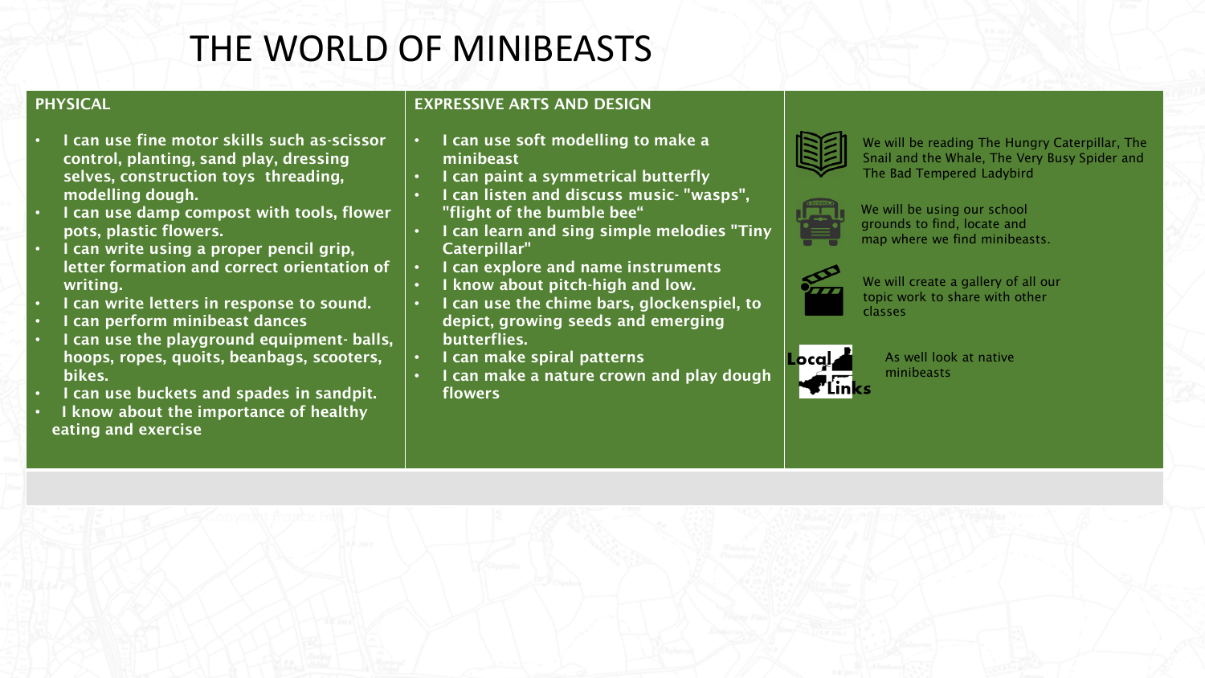# THE WORLD OF MINIBEASTS

## PHYSICAL

- **I can use fine motor skills such as-scissor control, planting, sand play, dressing selves, construction toys threading, modelling dough.**
- **I can use damp compost with tools, flower pots, plastic flowers.**
- **I can write using a proper pencil grip, letter formation and correct orientation of writing.**
- **I can write letters in response to sound.**
- **I can perform minibeast dances**
- **I can use the playground equipment- balls, hoops, ropes, quoits, beanbags, scooters, bikes.**
- **I can use buckets and spades in sandpit.**
- **I know about the importance of healthy eating and exercise**

## EXPRESSIVE ARTS AND DESIGN

- **I can use soft modelling to make a minibeast**
- **I can paint a symmetrical butterfly**
- **I can listen and discuss music- "wasps", "flight of the bumble bee"**
- **I can learn and sing simple melodies "Tiny Caterpillar"**
- **I can explore and name instruments**
- **I know about pitch-high and low.**
- **I can use the chime bars, glockenspiel, to depict, growing seeds and emerging butterflies.**
- **I can make spiral patterns**
- **I can make a nature crown and play dough flowers**

We will be reading The Hungry Caterpillar, The Snail and the Whale, The Very Busy Spider and The Bad Tempered Ladybird

We will be using our school grounds to find, locate and map where we find minibeasts.

We will create a gallery of all our topic work to share with other classes

Local Links

As well look at native minibeasts